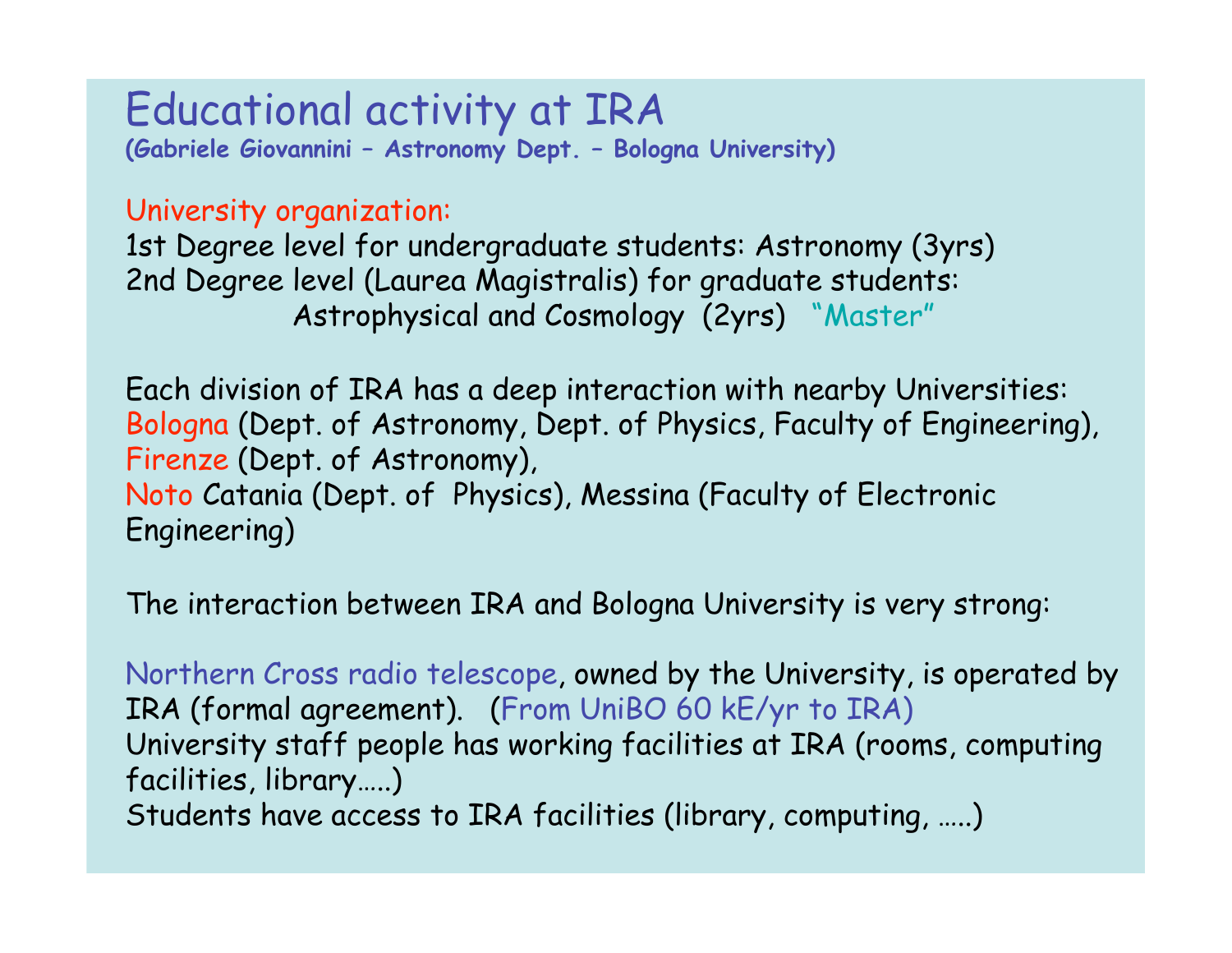# Educational activity at IRA

**(Gabriele Giovannini – Astronomy Dept. – Bologna University)**

University organization:

1st Degree level for undergraduate students: Astronomy (3yrs)
2nd Degree level (Laurea Magistralis) for graduate students:
Astrophysical and Cosmology (2yrs) "Master"

Each division of IRA has a deep interaction with nearby Universities:
Bologna (Dept. of Astronomy, Dept. of Physics, Faculty of Engineering),
Firenze (Dept. of Astronomy),
Noto Catania (Dept. of Physics), Messina (Faculty of Electronic Engineering)

The interaction between IRA and Bologna University is very strong:

Northern Cross radio telescope, owned by the University, is operated by IRA (formal agreement). (From UniBO 60 kE/yr to IRA)
University staff people has working facilities at IRA (rooms, computing facilities, library…..)
Students have access to IRA facilities (library, computing, …..)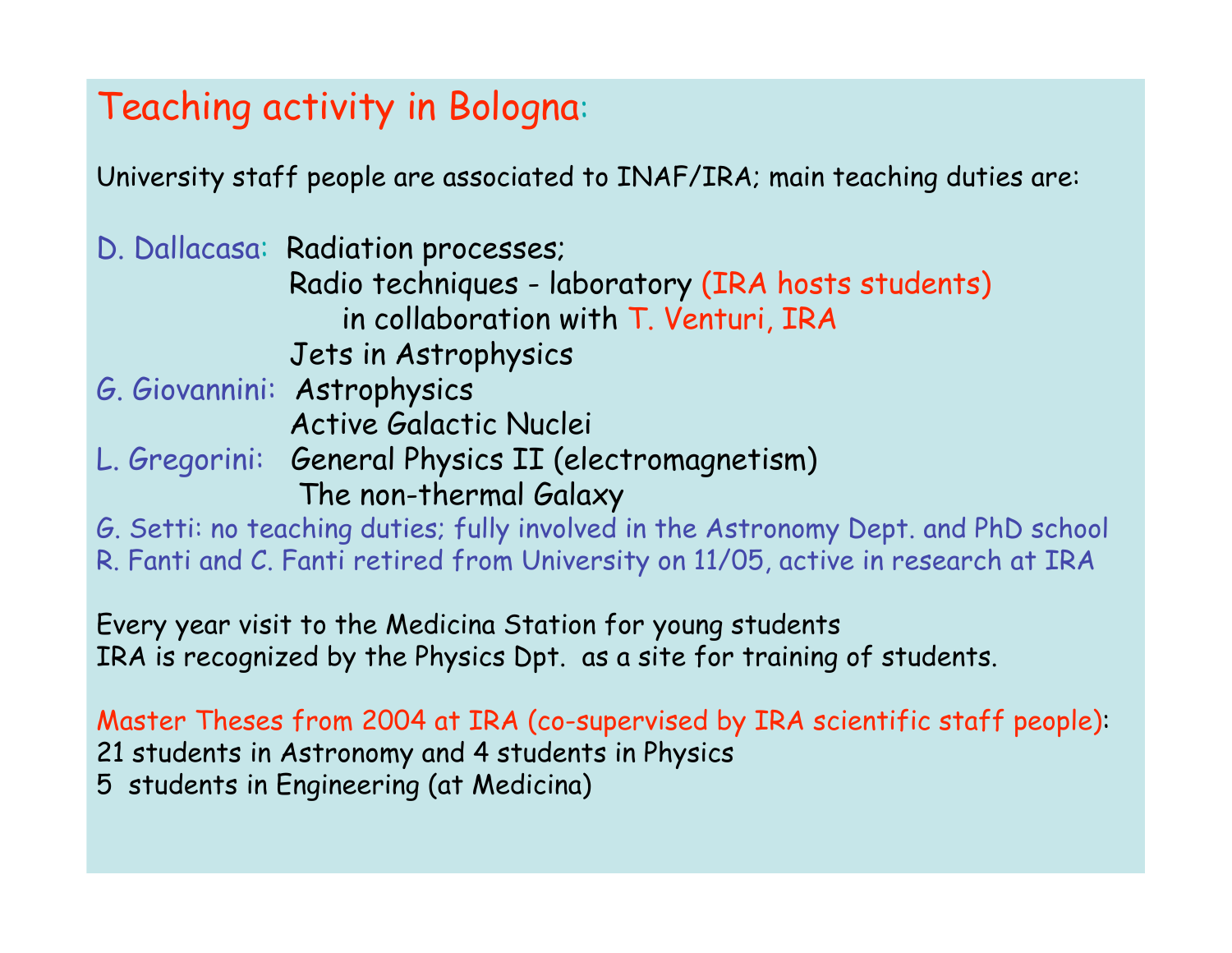# Teaching activity in Bologna:

University staff people are associated to INAF/IRA; main teaching duties are:

D. Dallacasa: Radiation processes;
Radio techniques - laboratory (IRA hosts students)
in collaboration with T. Venturi, IRA
Jets in Astrophysics

G. Giovannini: Astrophysics
Active Galactic Nuclei

L. Gregorini: General Physics II (electromagnetism)
The non-thermal Galaxy

G. Setti: no teaching duties; fully involved in the Astronomy Dept. and PhD school

R. Fanti and C. Fanti retired from University on 11/05, active in research at IRA

Every year visit to the Medicina Station for young students
IRA is recognized by the Physics Dpt. as a site for training of students.

Master Theses from 2004 at IRA (co-supervised by IRA scientific staff people):
21 students in Astronomy and 4 students in Physics
5 students in Engineering (at Medicina)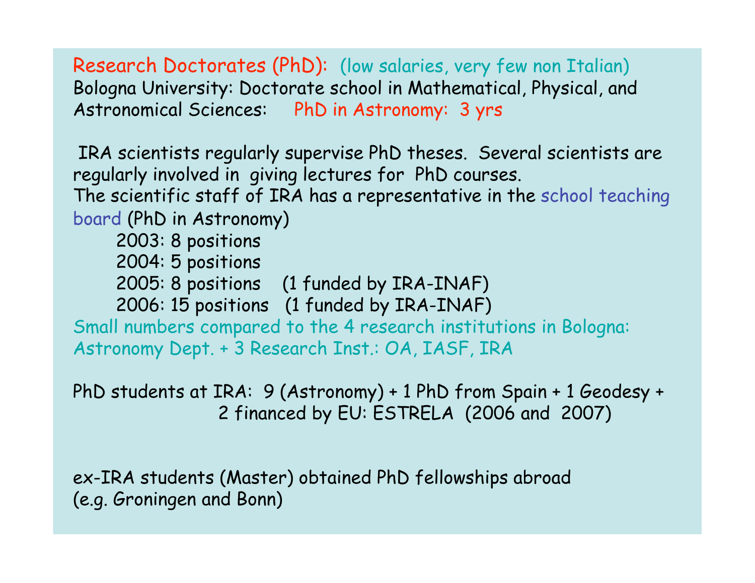**Research Doctorates (PhD):** (low salaries, very few non Italian)

Bologna University: Doctorate school in Mathematical, Physical, and Astronomical Sciences: **PhD in Astronomy: 3 yrs**

IRA scientists regularly supervise PhD theses. Several scientists are regularly involved in giving lectures for PhD courses.
The scientific staff of IRA has a representative in the school teaching board (PhD in Astronomy)

- 2003: 8 positions
- 2004: 5 positions
- 2005: 8 positions (1 funded by IRA-INAF)
- 2006: 15 positions (1 funded by IRA-INAF)

Small numbers compared to the 4 research institutions in Bologna: Astronomy Dept. + 3 Research Inst.: OA, IASF, IRA

PhD students at IRA: 9 (Astronomy) + 1 PhD from Spain + 1 Geodesy + 2 financed by EU: ESTRELA (2006 and 2007)

ex-IRA students (Master) obtained PhD fellowships abroad (e.g. Groningen and Bonn)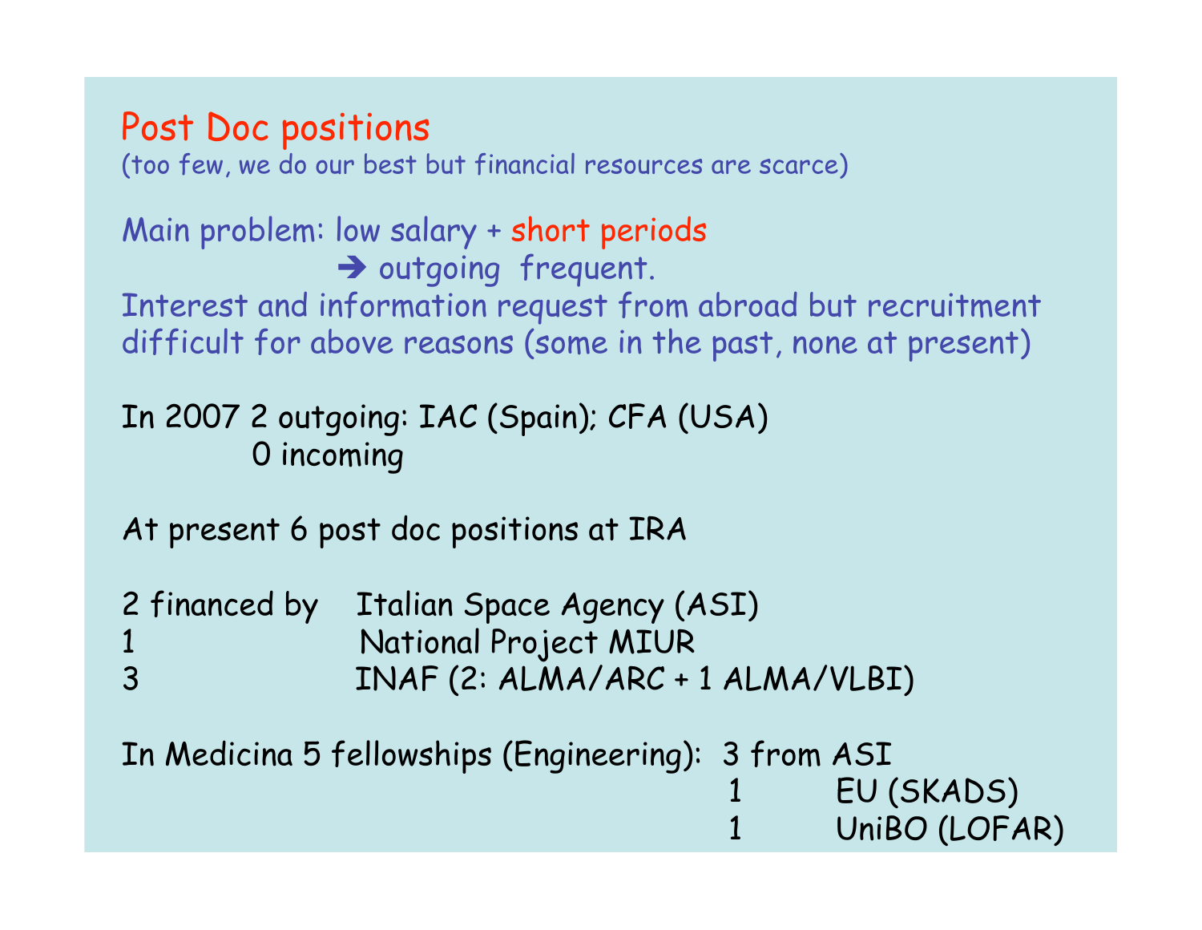## Post Doc positions

(too few, we do our best but financial resources are scarce)

Main problem: low salary + short periods
➔ outgoing frequent.

Interest and information request from abroad but recruitment difficult for above reasons (some in the past, none at present)

In 2007 2 outgoing: IAC (Spain); CFA (USA)
0 incoming

At present 6 post doc positions at IRA

| | |
|---|---|
| 2 financed by | Italian Space Agency (ASI) |
| 1 | National Project MIUR |
| 3 | INAF (2: ALMA/ARC + 1 ALMA/VLBI) |

In Medicina 5 fellowships (Engineering):

| | |
|---|---|
| 3 from | ASI |
| 1 | EU (SKADS) |
| 1 | UniBO (LOFAR) |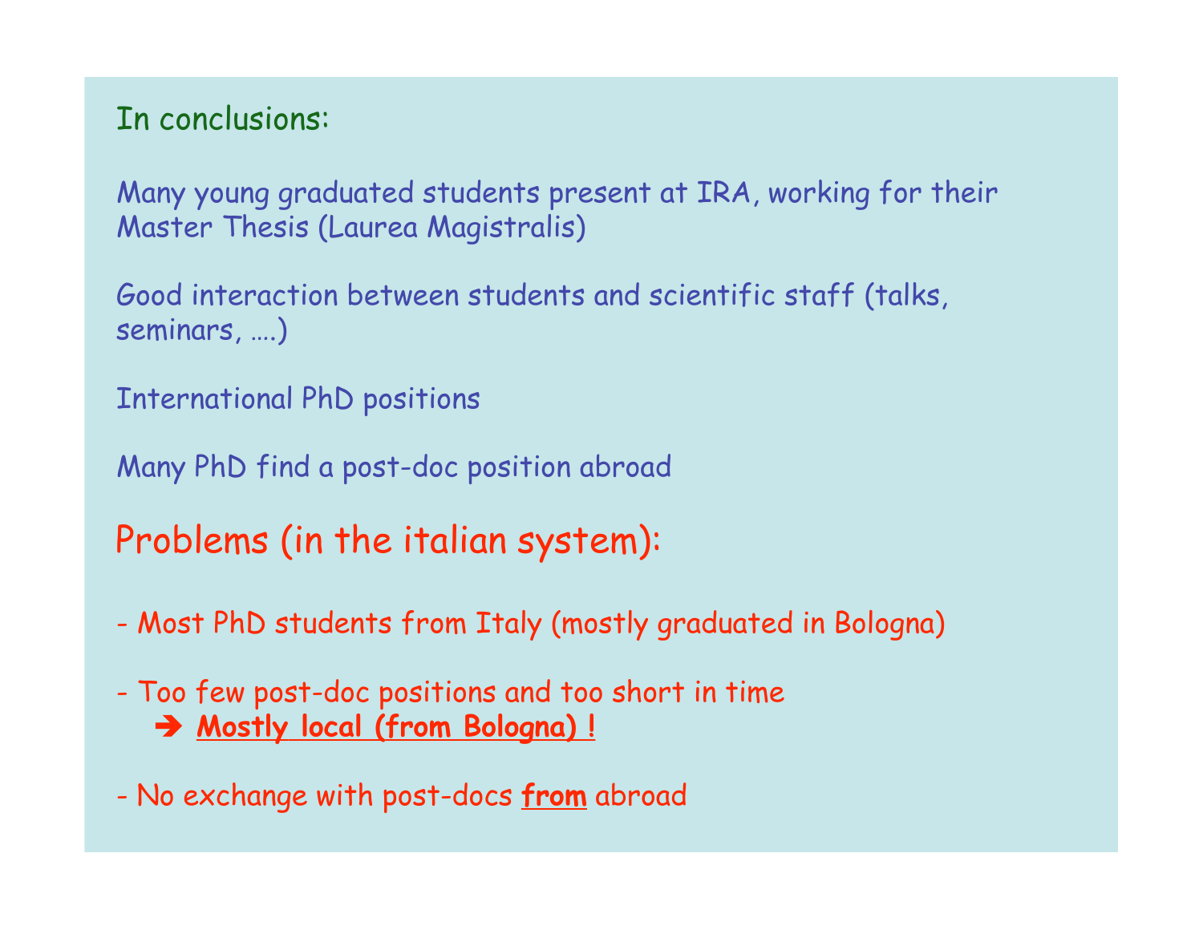## In conclusions:

Many young graduated students present at IRA, working for their Master Thesis (Laurea Magistralis)

Good interaction between students and scientific staff (talks, seminars, ….)

International PhD positions

Many PhD find a post-doc position abroad

## Problems (in the italian system):

- Most PhD students from Italy (mostly graduated in Bologna)

- Too few post-doc positions and too short in time
  ➔ **Mostly local (from Bologna) !**

- No exchange with post-docs **from** abroad